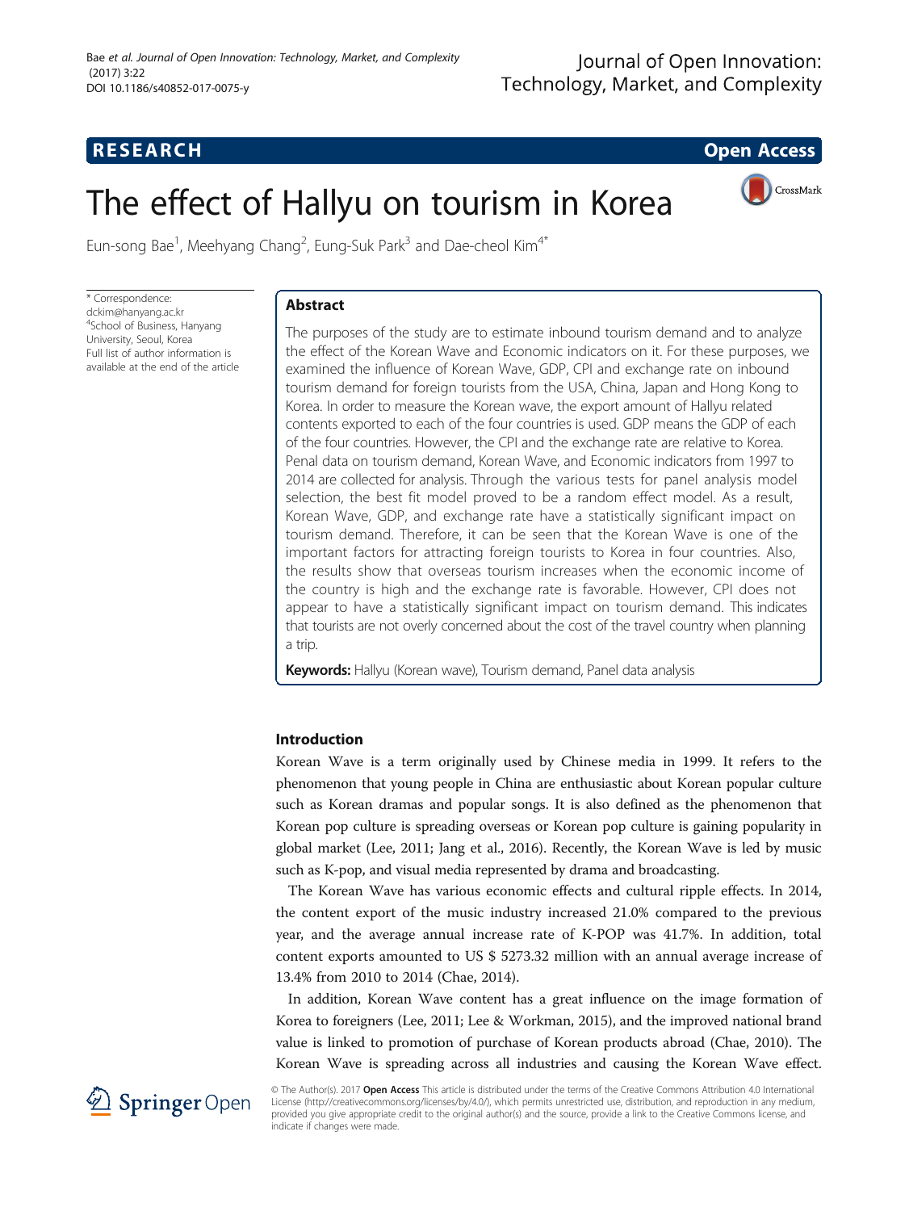RESEARCH | Open Access

# The effect of Hallyu on tourism in Korea

Eun-song Bae[1], Meehyang Chang[2], Eung-Suk Park[3] and Dae-cheol Kim[4*]

\* Correspondence: dckim@hanyang.ac.kr
[4]School of Business, Hanyang University, Seoul, Korea
Full list of author information is available at the end of the article

## Abstract

The purposes of the study are to estimate inbound tourism demand and to analyze the effect of the Korean Wave and Economic indicators on it. For these purposes, we examined the influence of Korean Wave, GDP, CPI and exchange rate on inbound tourism demand for foreign tourists from the USA, China, Japan and Hong Kong to Korea. In order to measure the Korean wave, the export amount of Hallyu related contents exported to each of the four countries is used. GDP means the GDP of each of the four countries. However, the CPI and the exchange rate are relative to Korea. Penal data on tourism demand, Korean Wave, and Economic indicators from 1997 to 2014 are collected for analysis. Through the various tests for panel analysis model selection, the best fit model proved to be a random effect model. As a result, Korean Wave, GDP, and exchange rate have a statistically significant impact on tourism demand. Therefore, it can be seen that the Korean Wave is one of the important factors for attracting foreign tourists to Korea in four countries. Also, the results show that overseas tourism increases when the economic income of the country is high and the exchange rate is favorable. However, CPI does not appear to have a statistically significant impact on tourism demand. This indicates that tourists are not overly concerned about the cost of the travel country when planning a trip.

**Keywords:** Hallyu (Korean wave), Tourism demand, Panel data analysis

## Introduction

Korean Wave is a term originally used by Chinese media in 1999. It refers to the phenomenon that young people in China are enthusiastic about Korean popular culture such as Korean dramas and popular songs. It is also defined as the phenomenon that Korean pop culture is spreading overseas or Korean pop culture is gaining popularity in global market (Lee, 2011; Jang et al., 2016). Recently, the Korean Wave is led by music such as K-pop, and visual media represented by drama and broadcasting.

The Korean Wave has various economic effects and cultural ripple effects. In 2014, the content export of the music industry increased 21.0% compared to the previous year, and the average annual increase rate of K-POP was 41.7%. In addition, total content exports amounted to US $ 5273.32 million with an annual average increase of 13.4% from 2010 to 2014 (Chae, 2014).

In addition, Korean Wave content has a great influence on the image formation of Korea to foreigners (Lee, 2011; Lee & Workman, 2015), and the improved national brand value is linked to promotion of purchase of Korean products abroad (Chae, 2010). The Korean Wave is spreading across all industries and causing the Korean Wave effect.

© The Author(s). 2017 **Open Access** This article is distributed under the terms of the Creative Commons Attribution 4.0 International License (http://creativecommons.org/licenses/by/4.0/), which permits unrestricted use, distribution, and reproduction in any medium, provided you give appropriate credit to the original author(s) and the source, provide a link to the Creative Commons license, and indicate if changes were made.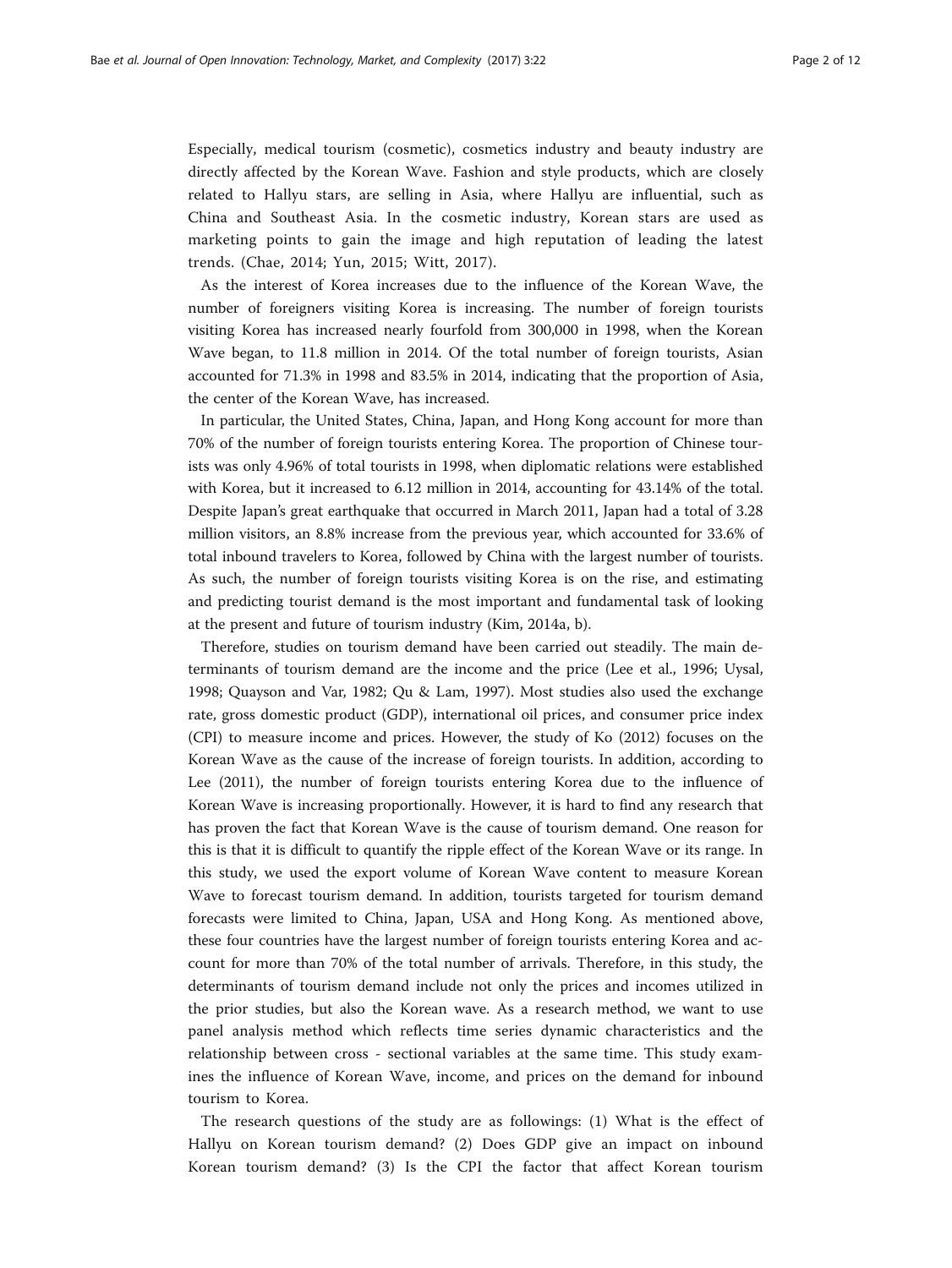Especially, medical tourism (cosmetic), cosmetics industry and beauty industry are directly affected by the Korean Wave. Fashion and style products, which are closely related to Hallyu stars, are selling in Asia, where Hallyu are influential, such as China and Southeast Asia. In the cosmetic industry, Korean stars are used as marketing points to gain the image and high reputation of leading the latest trends. (Chae, 2014; Yun, 2015; Witt, 2017).

As the interest of Korea increases due to the influence of the Korean Wave, the number of foreigners visiting Korea is increasing. The number of foreign tourists visiting Korea has increased nearly fourfold from 300,000 in 1998, when the Korean Wave began, to 11.8 million in 2014. Of the total number of foreign tourists, Asian accounted for 71.3% in 1998 and 83.5% in 2014, indicating that the proportion of Asia, the center of the Korean Wave, has increased.

In particular, the United States, China, Japan, and Hong Kong account for more than 70% of the number of foreign tourists entering Korea. The proportion of Chinese tourists was only 4.96% of total tourists in 1998, when diplomatic relations were established with Korea, but it increased to 6.12 million in 2014, accounting for 43.14% of the total. Despite Japan's great earthquake that occurred in March 2011, Japan had a total of 3.28 million visitors, an 8.8% increase from the previous year, which accounted for 33.6% of total inbound travelers to Korea, followed by China with the largest number of tourists. As such, the number of foreign tourists visiting Korea is on the rise, and estimating and predicting tourist demand is the most important and fundamental task of looking at the present and future of tourism industry (Kim, 2014a, b).

Therefore, studies on tourism demand have been carried out steadily. The main determinants of tourism demand are the income and the price (Lee et al., 1996; Uysal, 1998; Quayson and Var, 1982; Qu & Lam, 1997). Most studies also used the exchange rate, gross domestic product (GDP), international oil prices, and consumer price index (CPI) to measure income and prices. However, the study of Ko (2012) focuses on the Korean Wave as the cause of the increase of foreign tourists. In addition, according to Lee (2011), the number of foreign tourists entering Korea due to the influence of Korean Wave is increasing proportionally. However, it is hard to find any research that has proven the fact that Korean Wave is the cause of tourism demand. One reason for this is that it is difficult to quantify the ripple effect of the Korean Wave or its range. In this study, we used the export volume of Korean Wave content to measure Korean Wave to forecast tourism demand. In addition, tourists targeted for tourism demand forecasts were limited to China, Japan, USA and Hong Kong. As mentioned above, these four countries have the largest number of foreign tourists entering Korea and account for more than 70% of the total number of arrivals. Therefore, in this study, the determinants of tourism demand include not only the prices and incomes utilized in the prior studies, but also the Korean wave. As a research method, we want to use panel analysis method which reflects time series dynamic characteristics and the relationship between cross - sectional variables at the same time. This study examines the influence of Korean Wave, income, and prices on the demand for inbound tourism to Korea.

The research questions of the study are as followings: (1) What is the effect of Hallyu on Korean tourism demand? (2) Does GDP give an impact on inbound Korean tourism demand? (3) Is the CPI the factor that affect Korean tourism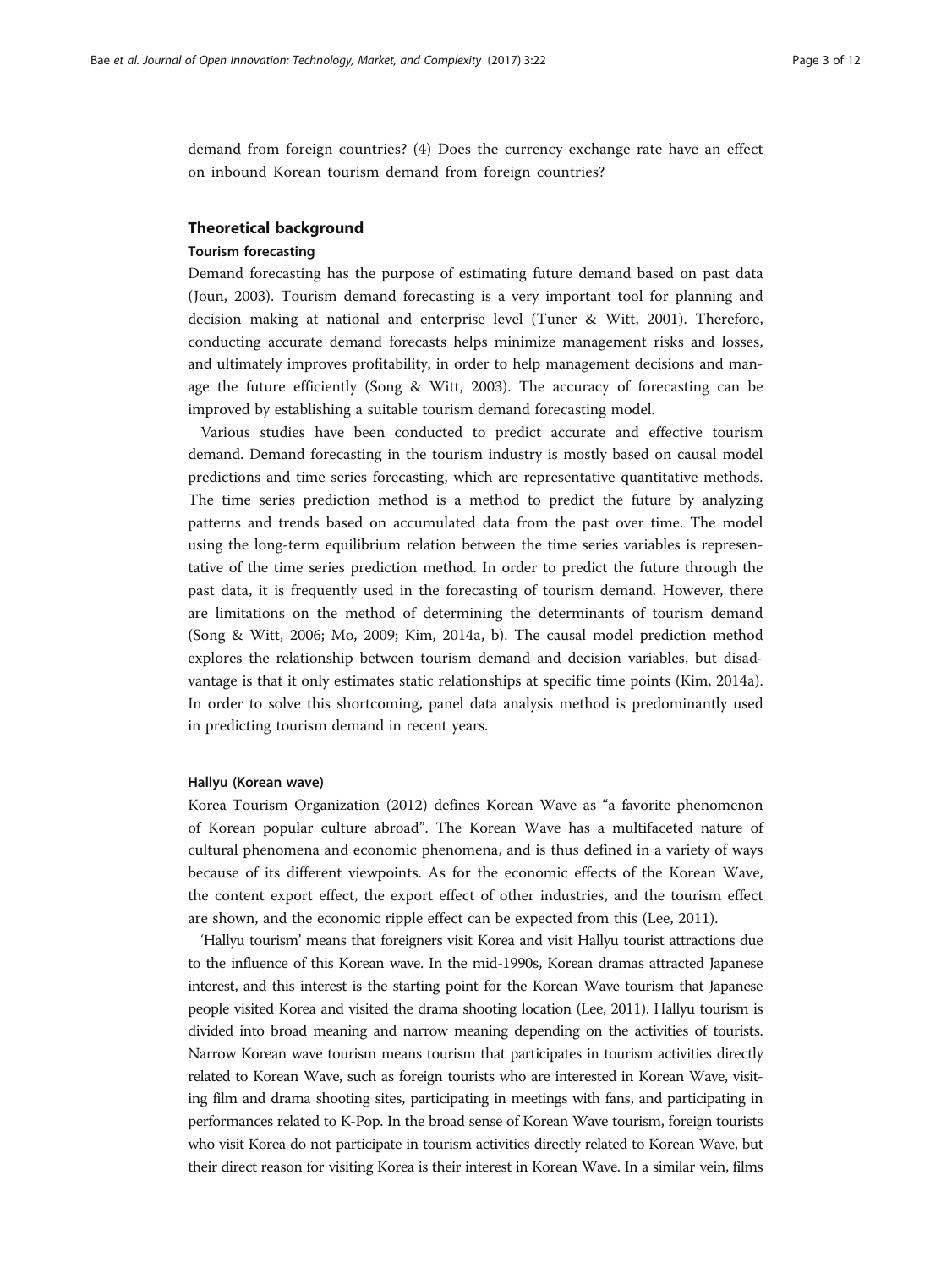demand from foreign countries? (4) Does the currency exchange rate have an effect on inbound Korean tourism demand from foreign countries?

## Theoretical background

### Tourism forecasting

Demand forecasting has the purpose of estimating future demand based on past data (Joun, 2003). Tourism demand forecasting is a very important tool for planning and decision making at national and enterprise level (Tuner & Witt, 2001). Therefore, conducting accurate demand forecasts helps minimize management risks and losses, and ultimately improves profitability, in order to help management decisions and manage the future efficiently (Song & Witt, 2003). The accuracy of forecasting can be improved by establishing a suitable tourism demand forecasting model.

Various studies have been conducted to predict accurate and effective tourism demand. Demand forecasting in the tourism industry is mostly based on causal model predictions and time series forecasting, which are representative quantitative methods. The time series prediction method is a method to predict the future by analyzing patterns and trends based on accumulated data from the past over time. The model using the long-term equilibrium relation between the time series variables is representative of the time series prediction method. In order to predict the future through the past data, it is frequently used in the forecasting of tourism demand. However, there are limitations on the method of determining the determinants of tourism demand (Song & Witt, 2006; Mo, 2009; Kim, 2014a, b). The causal model prediction method explores the relationship between tourism demand and decision variables, but disadvantage is that it only estimates static relationships at specific time points (Kim, 2014a). In order to solve this shortcoming, panel data analysis method is predominantly used in predicting tourism demand in recent years.

### Hallyu (Korean wave)

Korea Tourism Organization (2012) defines Korean Wave as "a favorite phenomenon of Korean popular culture abroad". The Korean Wave has a multifaceted nature of cultural phenomena and economic phenomena, and is thus defined in a variety of ways because of its different viewpoints. As for the economic effects of the Korean Wave, the content export effect, the export effect of other industries, and the tourism effect are shown, and the economic ripple effect can be expected from this (Lee, 2011).

'Hallyu tourism' means that foreigners visit Korea and visit Hallyu tourist attractions due to the influence of this Korean wave. In the mid-1990s, Korean dramas attracted Japanese interest, and this interest is the starting point for the Korean Wave tourism that Japanese people visited Korea and visited the drama shooting location (Lee, 2011). Hallyu tourism is divided into broad meaning and narrow meaning depending on the activities of tourists. Narrow Korean wave tourism means tourism that participates in tourism activities directly related to Korean Wave, such as foreign tourists who are interested in Korean Wave, visiting film and drama shooting sites, participating in meetings with fans, and participating in performances related to K-Pop. In the broad sense of Korean Wave tourism, foreign tourists who visit Korea do not participate in tourism activities directly related to Korean Wave, but their direct reason for visiting Korea is their interest in Korean Wave. In a similar vein, films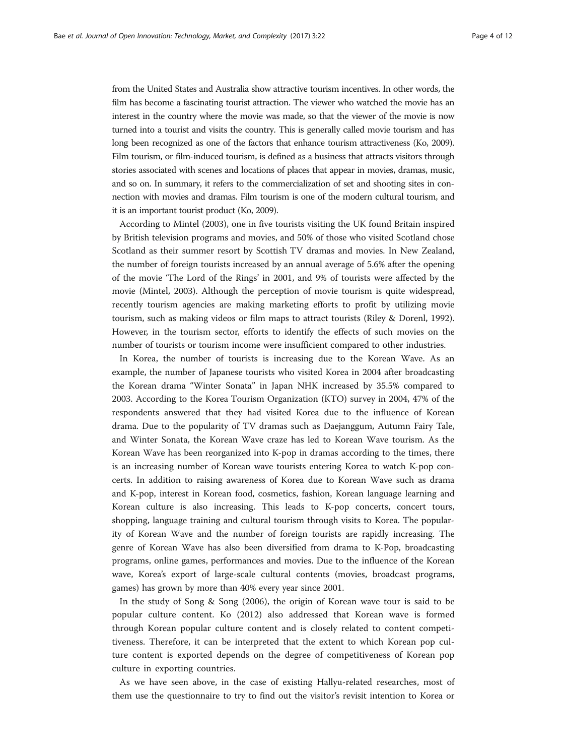from the United States and Australia show attractive tourism incentives. In other words, the film has become a fascinating tourist attraction. The viewer who watched the movie has an interest in the country where the movie was made, so that the viewer of the movie is now turned into a tourist and visits the country. This is generally called movie tourism and has long been recognized as one of the factors that enhance tourism attractiveness (Ko, 2009). Film tourism, or film-induced tourism, is defined as a business that attracts visitors through stories associated with scenes and locations of places that appear in movies, dramas, music, and so on. In summary, it refers to the commercialization of set and shooting sites in connection with movies and dramas. Film tourism is one of the modern cultural tourism, and it is an important tourist product (Ko, 2009).

According to Mintel (2003), one in five tourists visiting the UK found Britain inspired by British television programs and movies, and 50% of those who visited Scotland chose Scotland as their summer resort by Scottish TV dramas and movies. In New Zealand, the number of foreign tourists increased by an annual average of 5.6% after the opening of the movie 'The Lord of the Rings' in 2001, and 9% of tourists were affected by the movie (Mintel, 2003). Although the perception of movie tourism is quite widespread, recently tourism agencies are making marketing efforts to profit by utilizing movie tourism, such as making videos or film maps to attract tourists (Riley & Dorenl, 1992). However, in the tourism sector, efforts to identify the effects of such movies on the number of tourists or tourism income were insufficient compared to other industries.

In Korea, the number of tourists is increasing due to the Korean Wave. As an example, the number of Japanese tourists who visited Korea in 2004 after broadcasting the Korean drama "Winter Sonata" in Japan NHK increased by 35.5% compared to 2003. According to the Korea Tourism Organization (KTO) survey in 2004, 47% of the respondents answered that they had visited Korea due to the influence of Korean drama. Due to the popularity of TV dramas such as Daejanggum, Autumn Fairy Tale, and Winter Sonata, the Korean Wave craze has led to Korean Wave tourism. As the Korean Wave has been reorganized into K-pop in dramas according to the times, there is an increasing number of Korean wave tourists entering Korea to watch K-pop concerts. In addition to raising awareness of Korea due to Korean Wave such as drama and K-pop, interest in Korean food, cosmetics, fashion, Korean language learning and Korean culture is also increasing. This leads to K-pop concerts, concert tours, shopping, language training and cultural tourism through visits to Korea. The popularity of Korean Wave and the number of foreign tourists are rapidly increasing. The genre of Korean Wave has also been diversified from drama to K-Pop, broadcasting programs, online games, performances and movies. Due to the influence of the Korean wave, Korea's export of large-scale cultural contents (movies, broadcast programs, games) has grown by more than 40% every year since 2001.

In the study of Song & Song (2006), the origin of Korean wave tour is said to be popular culture content. Ko (2012) also addressed that Korean wave is formed through Korean popular culture content and is closely related to content competitiveness. Therefore, it can be interpreted that the extent to which Korean pop culture content is exported depends on the degree of competitiveness of Korean pop culture in exporting countries.

As we have seen above, in the case of existing Hallyu-related researches, most of them use the questionnaire to try to find out the visitor's revisit intention to Korea or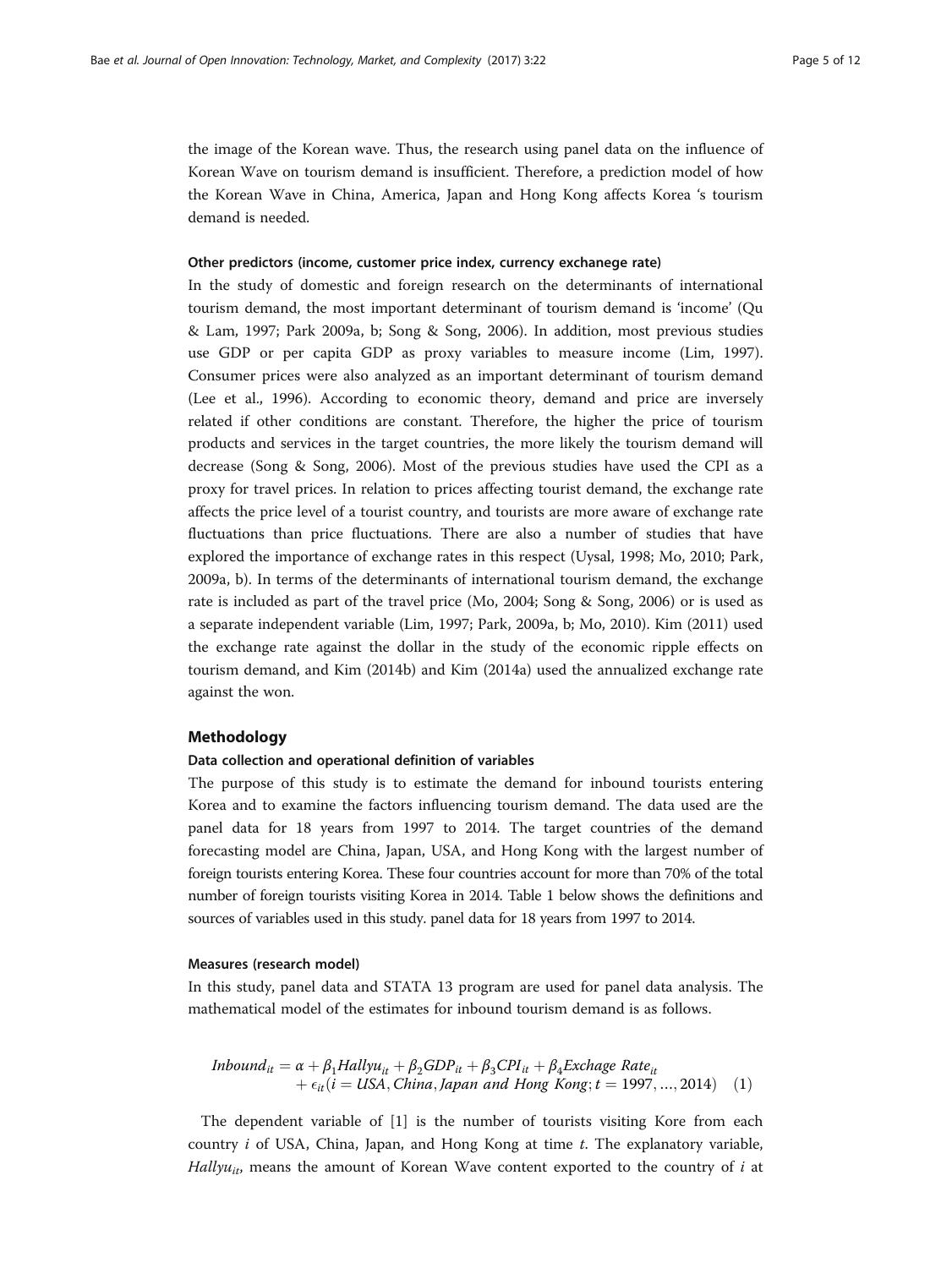the image of the Korean wave. Thus, the research using panel data on the influence of Korean Wave on tourism demand is insufficient. Therefore, a prediction model of how the Korean Wave in China, America, Japan and Hong Kong affects Korea 's tourism demand is needed.

### Other predictors (income, customer price index, currency exchanege rate)

In the study of domestic and foreign research on the determinants of international tourism demand, the most important determinant of tourism demand is 'income' (Qu & Lam, 1997; Park 2009a, b; Song & Song, 2006). In addition, most previous studies use GDP or per capita GDP as proxy variables to measure income (Lim, 1997). Consumer prices were also analyzed as an important determinant of tourism demand (Lee et al., 1996). According to economic theory, demand and price are inversely related if other conditions are constant. Therefore, the higher the price of tourism products and services in the target countries, the more likely the tourism demand will decrease (Song & Song, 2006). Most of the previous studies have used the CPI as a proxy for travel prices. In relation to prices affecting tourist demand, the exchange rate affects the price level of a tourist country, and tourists are more aware of exchange rate fluctuations than price fluctuations. There are also a number of studies that have explored the importance of exchange rates in this respect (Uysal, 1998; Mo, 2010; Park, 2009a, b). In terms of the determinants of international tourism demand, the exchange rate is included as part of the travel price (Mo, 2004; Song & Song, 2006) or is used as a separate independent variable (Lim, 1997; Park, 2009a, b; Mo, 2010). Kim (2011) used the exchange rate against the dollar in the study of the economic ripple effects on tourism demand, and Kim (2014b) and Kim (2014a) used the annualized exchange rate against the won.

## Methodology

### Data collection and operational definition of variables

The purpose of this study is to estimate the demand for inbound tourists entering Korea and to examine the factors influencing tourism demand. The data used are the panel data for 18 years from 1997 to 2014. The target countries of the demand forecasting model are China, Japan, USA, and Hong Kong with the largest number of foreign tourists entering Korea. These four countries account for more than 70% of the total number of foreign tourists visiting Korea in 2014. Table 1 below shows the definitions and sources of variables used in this study. panel data for 18 years from 1997 to 2014.

### Measures (research model)

In this study, panel data and STATA 13 program are used for panel data analysis. The mathematical model of the estimates for inbound tourism demand is as follows.

$$Inbound_{it} = \alpha + \beta_1 Hallyu_{it} + \beta_2 GDP_{it} + \beta_3 CPI_{it} + \beta_4 Exchage\ Rate_{it} + \epsilon_{it} (i = USA, China, Japan\ and\ Hong\ Kong; t = 1997, \ldots, 2014) \quad (1)$$

The dependent variable of [1] is the number of tourists visiting Kore from each country $i$ of USA, China, Japan, and Hong Kong at time $t$. The explanatory variable, $Hallyu_{it}$, means the amount of Korean Wave content exported to the country of $i$ at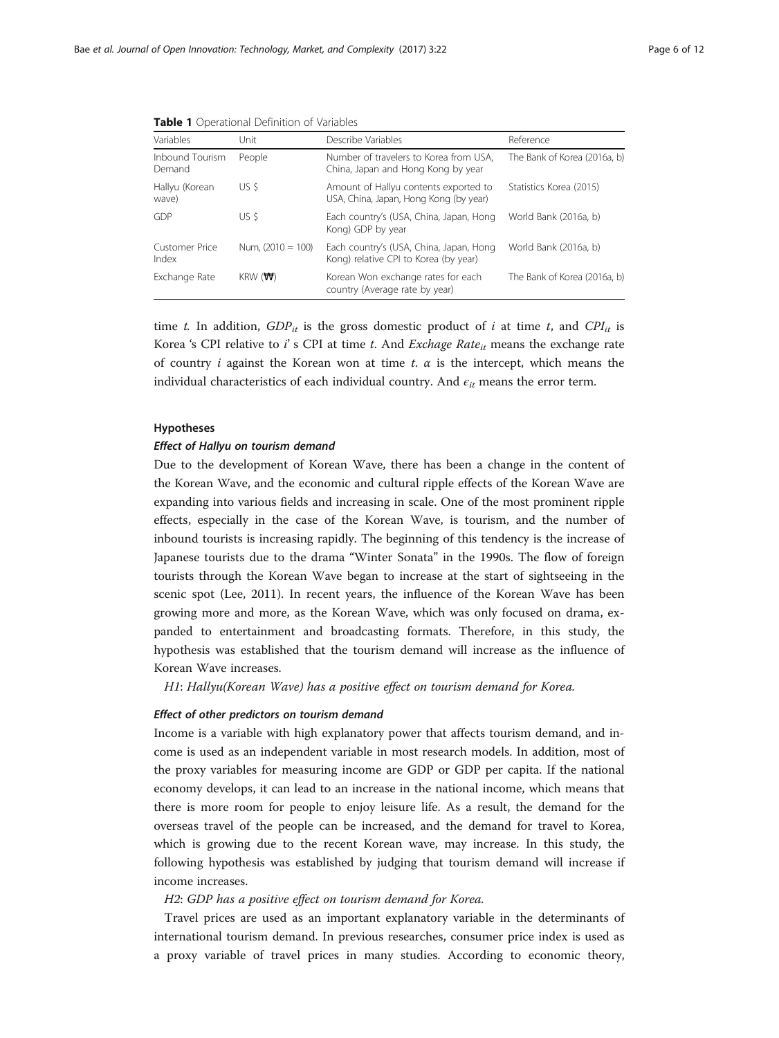**Table 1** Operational Definition of Variables

| Variables | Unit | Describe Variables | Reference |
| --- | --- | --- | --- |
| Inbound Tourism Demand | People | Number of travelers to Korea from USA, China, Japan and Hong Kong by year | The Bank of Korea (2016a, b) |
| Hallyu (Korean wave) | US $ | Amount of Hallyu contents exported to USA, China, Japan, Hong Kong (by year) | Statistics Korea (2015) |
| GDP | US $ | Each country's (USA, China, Japan, Hong Kong) GDP by year | World Bank (2016a, b) |
| Customer Price Index | Num, (2010 = 100) | Each country's (USA, China, Japan, Hong Kong) relative CPI to Korea (by year) | World Bank (2016a, b) |
| Exchange Rate | KRW (₩) | Korean Won exchange rates for each country (Average rate by year) | The Bank of Korea (2016a, b) |

time $t$. In addition, $GDP_{it}$ is the gross domestic product of $i$ at time $t$, and $CPI_{it}$ is Korea 's CPI relative to $i$' s CPI at time $t$. And $Exchage\ Rate_{it}$ means the exchange rate of country $i$ against the Korean won at time $t$. $\alpha$ is the intercept, which means the individual characteristics of each individual country. And $\epsilon_{it}$ means the error term.

### Hypotheses

#### Effect of Hallyu on tourism demand

Due to the development of Korean Wave, there has been a change in the content of the Korean Wave, and the economic and cultural ripple effects of the Korean Wave are expanding into various fields and increasing in scale. One of the most prominent ripple effects, especially in the case of the Korean Wave, is tourism, and the number of inbound tourists is increasing rapidly. The beginning of this tendency is the increase of Japanese tourists due to the drama "Winter Sonata" in the 1990s. The flow of foreign tourists through the Korean Wave began to increase at the start of sightseeing in the scenic spot (Lee, 2011). In recent years, the influence of the Korean Wave has been growing more and more, as the Korean Wave, which was only focused on drama, expanded to entertainment and broadcasting formats. Therefore, in this study, the hypothesis was established that the tourism demand will increase as the influence of Korean Wave increases.

*H1*: *Hallyu(Korean Wave) has a positive effect on tourism demand for Korea.*

#### Effect of other predictors on tourism demand

Income is a variable with high explanatory power that affects tourism demand, and income is used as an independent variable in most research models. In addition, most of the proxy variables for measuring income are GDP or GDP per capita. If the national economy develops, it can lead to an increase in the national income, which means that there is more room for people to enjoy leisure life. As a result, the demand for the overseas travel of the people can be increased, and the demand for travel to Korea, which is growing due to the recent Korean wave, may increase. In this study, the following hypothesis was established by judging that tourism demand will increase if income increases.

*H2*: *GDP has a positive effect on tourism demand for Korea.*

Travel prices are used as an important explanatory variable in the determinants of international tourism demand. In previous researches, consumer price index is used as a proxy variable of travel prices in many studies. According to economic theory,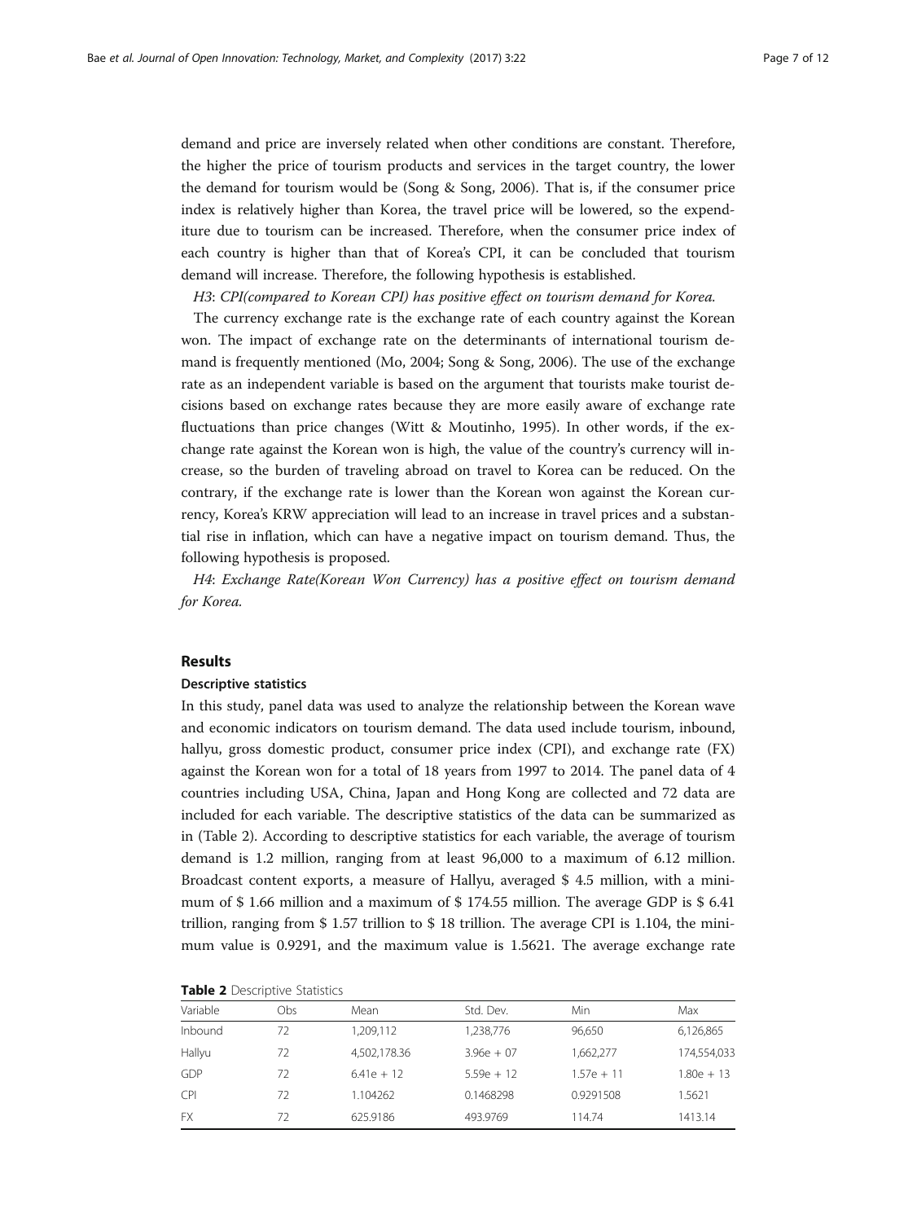demand and price are inversely related when other conditions are constant. Therefore, the higher the price of tourism products and services in the target country, the lower the demand for tourism would be (Song & Song, 2006). That is, if the consumer price index is relatively higher than Korea, the travel price will be lowered, so the expenditure due to tourism can be increased. Therefore, when the consumer price index of each country is higher than that of Korea's CPI, it can be concluded that tourism demand will increase. Therefore, the following hypothesis is established.

*H3*: *CPI(compared to Korean CPI) has positive effect on tourism demand for Korea.*

The currency exchange rate is the exchange rate of each country against the Korean won. The impact of exchange rate on the determinants of international tourism demand is frequently mentioned (Mo, 2004; Song & Song, 2006). The use of the exchange rate as an independent variable is based on the argument that tourists make tourist decisions based on exchange rates because they are more easily aware of exchange rate fluctuations than price changes (Witt & Moutinho, 1995). In other words, if the exchange rate against the Korean won is high, the value of the country's currency will increase, so the burden of traveling abroad on travel to Korea can be reduced. On the contrary, if the exchange rate is lower than the Korean won against the Korean currency, Korea's KRW appreciation will lead to an increase in travel prices and a substantial rise in inflation, which can have a negative impact on tourism demand. Thus, the following hypothesis is proposed.

*H4*: *Exchange Rate(Korean Won Currency) has a positive effect on tourism demand for Korea.*

## Results

### Descriptive statistics

In this study, panel data was used to analyze the relationship between the Korean wave and economic indicators on tourism demand. The data used include tourism, inbound, hallyu, gross domestic product, consumer price index (CPI), and exchange rate (FX) against the Korean won for a total of 18 years from 1997 to 2014. The panel data of 4 countries including USA, China, Japan and Hong Kong are collected and 72 data are included for each variable. The descriptive statistics of the data can be summarized as in (Table 2). According to descriptive statistics for each variable, the average of tourism demand is 1.2 million, ranging from at least 96,000 to a maximum of 6.12 million. Broadcast content exports, a measure of Hallyu, averaged $ 4.5 million, with a minimum of $ 1.66 million and a maximum of $ 174.55 million. The average GDP is $ 6.41 trillion, ranging from $ 1.57 trillion to $ 18 trillion. The average CPI is 1.104, the minimum value is 0.9291, and the maximum value is 1.5621. The average exchange rate

**Table 2** Descriptive Statistics

| Variable | Obs | Mean | Std. Dev. | Min | Max |
|---|---|---|---|---|---|
| Inbound | 72 | 1,209,112 | 1,238,776 | 96,650 | 6,126,865 |
| Hallyu | 72 | 4,502,178.36 | 3.96e + 07 | 1,662,277 | 174,554,033 |
| GDP | 72 | 6.41e + 12 | 5.59e + 12 | 1.57e + 11 | 1.80e + 13 |
| CPI | 72 | 1.104262 | 0.1468298 | 0.9291508 | 1.5621 |
| FX | 72 | 625.9186 | 493.9769 | 114.74 | 1413.14 |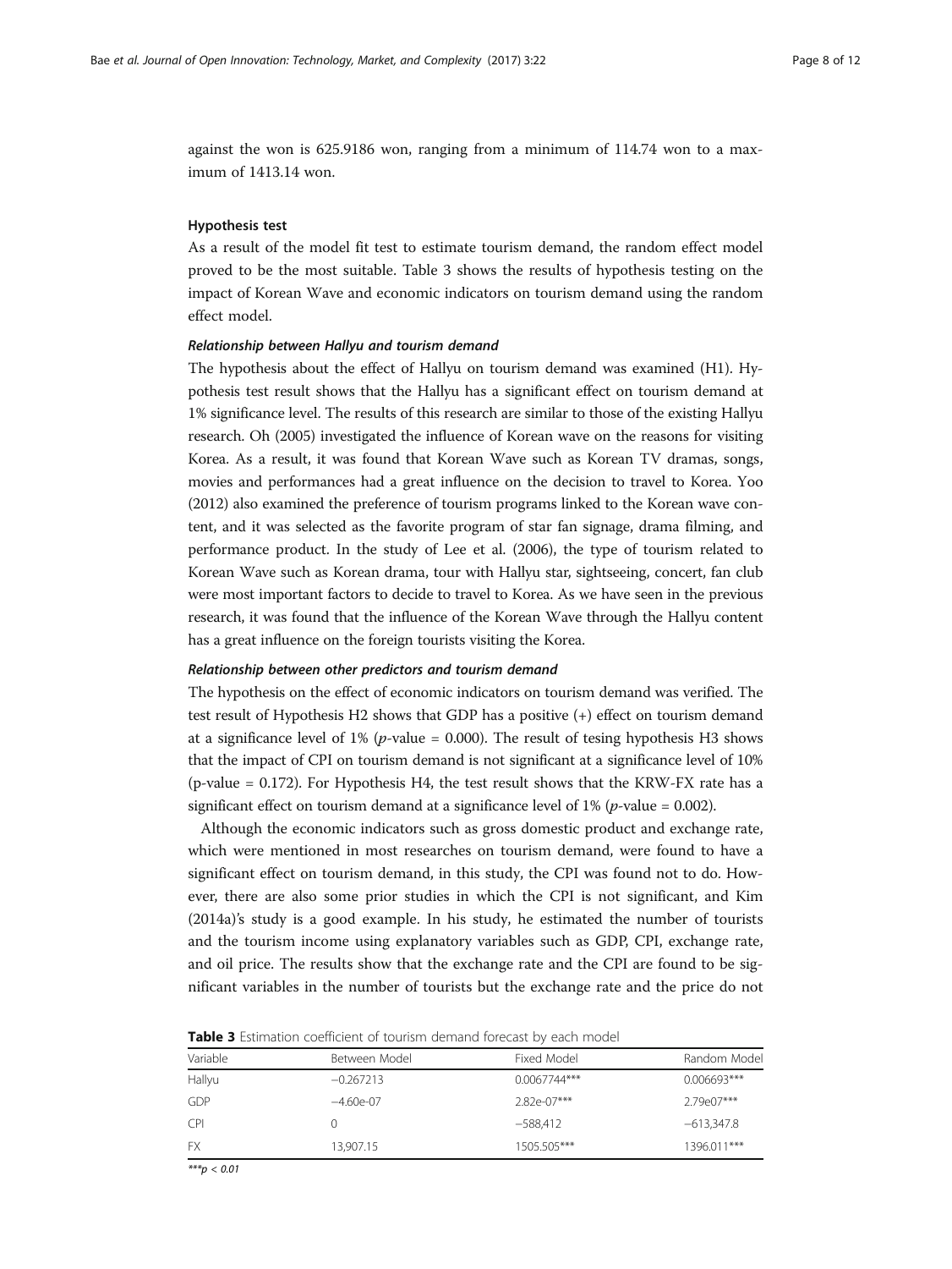against the won is 625.9186 won, ranging from a minimum of 114.74 won to a maximum of 1413.14 won.

### Hypothesis test

As a result of the model fit test to estimate tourism demand, the random effect model proved to be the most suitable. Table 3 shows the results of hypothesis testing on the impact of Korean Wave and economic indicators on tourism demand using the random effect model.

#### *Relationship between Hallyu and tourism demand*

The hypothesis about the effect of Hallyu on tourism demand was examined (H1). Hypothesis test result shows that the Hallyu has a significant effect on tourism demand at 1% significance level. The results of this research are similar to those of the existing Hallyu research. Oh (2005) investigated the influence of Korean wave on the reasons for visiting Korea. As a result, it was found that Korean Wave such as Korean TV dramas, songs, movies and performances had a great influence on the decision to travel to Korea. Yoo (2012) also examined the preference of tourism programs linked to the Korean wave content, and it was selected as the favorite program of star fan signage, drama filming, and performance product. In the study of Lee et al. (2006), the type of tourism related to Korean Wave such as Korean drama, tour with Hallyu star, sightseeing, concert, fan club were most important factors to decide to travel to Korea. As we have seen in the previous research, it was found that the influence of the Korean Wave through the Hallyu content has a great influence on the foreign tourists visiting the Korea.

#### *Relationship between other predictors and tourism demand*

The hypothesis on the effect of economic indicators on tourism demand was verified. The test result of Hypothesis H2 shows that GDP has a positive (+) effect on tourism demand at a significance level of 1% ($p$-value = 0.000). The result of tesing hypothesis H3 shows that the impact of CPI on tourism demand is not significant at a significance level of 10% (p-value = 0.172). For Hypothesis H4, the test result shows that the KRW-FX rate has a significant effect on tourism demand at a significance level of 1% ($p$-value = 0.002).

Although the economic indicators such as gross domestic product and exchange rate, which were mentioned in most researches on tourism demand, were found to have a significant effect on tourism demand, in this study, the CPI was found not to do. However, there are also some prior studies in which the CPI is not significant, and Kim (2014a)'s study is a good example. In his study, he estimated the number of tourists and the tourism income using explanatory variables such as GDP, CPI, exchange rate, and oil price. The results show that the exchange rate and the CPI are found to be significant variables in the number of tourists but the exchange rate and the price do not

**Table 3** Estimation coefficient of tourism demand forecast by each model

| Variable | Between Model | Fixed Model | Random Model |
|---|---|---|---|
| Hallyu | −0.267213 | 0.0067744*** | 0.006693*** |
| GDP | −4.60e-07 | 2.82e-07*** | 2.79e07*** |
| CPI | 0 | −588,412 | −613,347.8 |
| FX | 13,907.15 | 1505.505*** | 1396.011*** |

***$p < 0.01$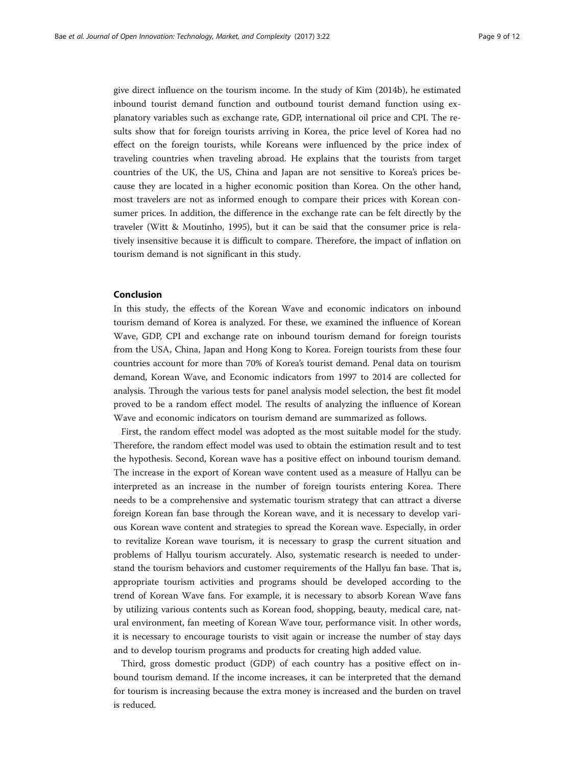give direct influence on the tourism income. In the study of Kim (2014b), he estimated inbound tourist demand function and outbound tourist demand function using explanatory variables such as exchange rate, GDP, international oil price and CPI. The results show that for foreign tourists arriving in Korea, the price level of Korea had no effect on the foreign tourists, while Koreans were influenced by the price index of traveling countries when traveling abroad. He explains that the tourists from target countries of the UK, the US, China and Japan are not sensitive to Korea's prices because they are located in a higher economic position than Korea. On the other hand, most travelers are not as informed enough to compare their prices with Korean consumer prices. In addition, the difference in the exchange rate can be felt directly by the traveler (Witt & Moutinho, 1995), but it can be said that the consumer price is relatively insensitive because it is difficult to compare. Therefore, the impact of inflation on tourism demand is not significant in this study.

## Conclusion

In this study, the effects of the Korean Wave and economic indicators on inbound tourism demand of Korea is analyzed. For these, we examined the influence of Korean Wave, GDP, CPI and exchange rate on inbound tourism demand for foreign tourists from the USA, China, Japan and Hong Kong to Korea. Foreign tourists from these four countries account for more than 70% of Korea's tourist demand. Penal data on tourism demand, Korean Wave, and Economic indicators from 1997 to 2014 are collected for analysis. Through the various tests for panel analysis model selection, the best fit model proved to be a random effect model. The results of analyzing the influence of Korean Wave and economic indicators on tourism demand are summarized as follows.

First, the random effect model was adopted as the most suitable model for the study. Therefore, the random effect model was used to obtain the estimation result and to test the hypothesis. Second, Korean wave has a positive effect on inbound tourism demand. The increase in the export of Korean wave content used as a measure of Hallyu can be interpreted as an increase in the number of foreign tourists entering Korea. There needs to be a comprehensive and systematic tourism strategy that can attract a diverse foreign Korean fan base through the Korean wave, and it is necessary to develop various Korean wave content and strategies to spread the Korean wave. Especially, in order to revitalize Korean wave tourism, it is necessary to grasp the current situation and problems of Hallyu tourism accurately. Also, systematic research is needed to understand the tourism behaviors and customer requirements of the Hallyu fan base. That is, appropriate tourism activities and programs should be developed according to the trend of Korean Wave fans. For example, it is necessary to absorb Korean Wave fans by utilizing various contents such as Korean food, shopping, beauty, medical care, natural environment, fan meeting of Korean Wave tour, performance visit. In other words, it is necessary to encourage tourists to visit again or increase the number of stay days and to develop tourism programs and products for creating high added value.

Third, gross domestic product (GDP) of each country has a positive effect on inbound tourism demand. If the income increases, it can be interpreted that the demand for tourism is increasing because the extra money is increased and the burden on travel is reduced.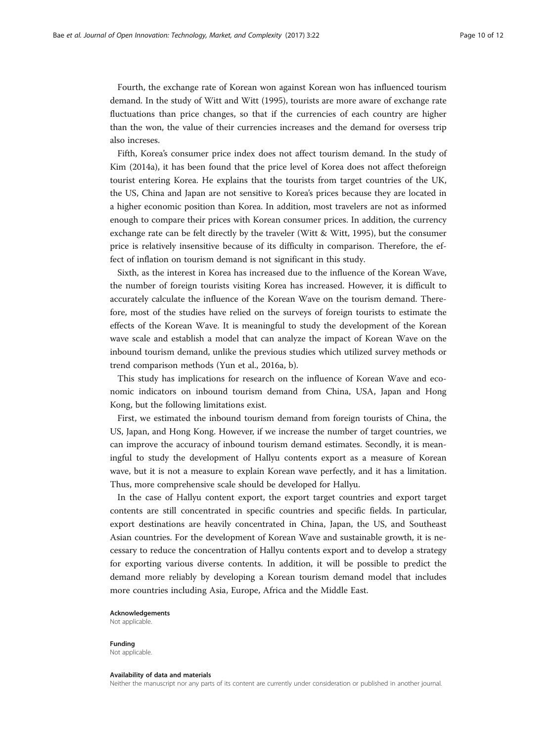Fourth, the exchange rate of Korean won against Korean won has influenced tourism demand. In the study of Witt and Witt (1995), tourists are more aware of exchange rate fluctuations than price changes, so that if the currencies of each country are higher than the won, the value of their currencies increases and the demand for oversess trip also increses.

Fifth, Korea's consumer price index does not affect tourism demand. In the study of Kim (2014a), it has been found that the price level of Korea does not affect theforeign tourist entering Korea. He explains that the tourists from target countries of the UK, the US, China and Japan are not sensitive to Korea's prices because they are located in a higher economic position than Korea. In addition, most travelers are not as informed enough to compare their prices with Korean consumer prices. In addition, the currency exchange rate can be felt directly by the traveler (Witt & Witt, 1995), but the consumer price is relatively insensitive because of its difficulty in comparison. Therefore, the effect of inflation on tourism demand is not significant in this study.

Sixth, as the interest in Korea has increased due to the influence of the Korean Wave, the number of foreign tourists visiting Korea has increased. However, it is difficult to accurately calculate the influence of the Korean Wave on the tourism demand. Therefore, most of the studies have relied on the surveys of foreign tourists to estimate the effects of the Korean Wave. It is meaningful to study the development of the Korean wave scale and establish a model that can analyze the impact of Korean Wave on the inbound tourism demand, unlike the previous studies which utilized survey methods or trend comparison methods (Yun et al., 2016a, b).

This study has implications for research on the influence of Korean Wave and economic indicators on inbound tourism demand from China, USA, Japan and Hong Kong, but the following limitations exist.

First, we estimated the inbound tourism demand from foreign tourists of China, the US, Japan, and Hong Kong. However, if we increase the number of target countries, we can improve the accuracy of inbound tourism demand estimates. Secondly, it is meaningful to study the development of Hallyu contents export as a measure of Korean wave, but it is not a measure to explain Korean wave perfectly, and it has a limitation. Thus, more comprehensive scale should be developed for Hallyu.

In the case of Hallyu content export, the export target countries and export target contents are still concentrated in specific countries and specific fields. In particular, export destinations are heavily concentrated in China, Japan, the US, and Southeast Asian countries. For the development of Korean Wave and sustainable growth, it is necessary to reduce the concentration of Hallyu contents export and to develop a strategy for exporting various diverse contents. In addition, it will be possible to predict the demand more reliably by developing a Korean tourism demand model that includes more countries including Asia, Europe, Africa and the Middle East.

#### Acknowledgements
Not applicable.

#### Funding
Not applicable.

#### Availability of data and materials
Neither the manuscript nor any parts of its content are currently under consideration or published in another journal.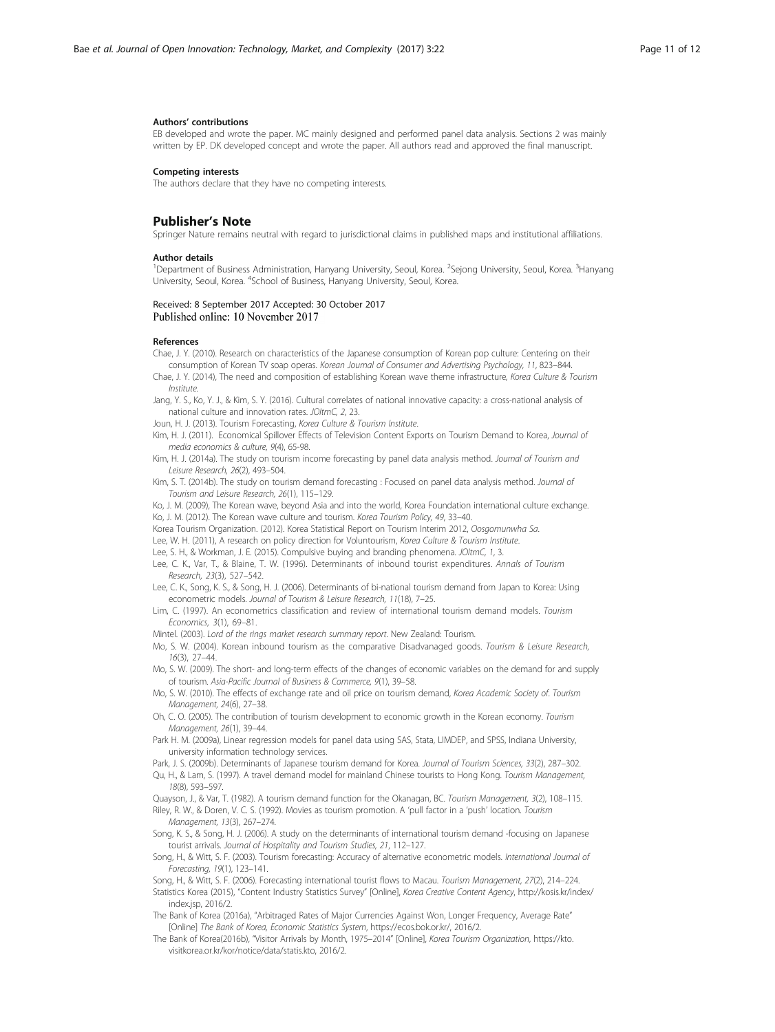### Authors' contributions

EB developed and wrote the paper. MC mainly designed and performed panel data analysis. Sections 2 was mainly written by EP. DK developed concept and wrote the paper. All authors read and approved the final manuscript.

### Competing interests

The authors declare that they have no competing interests.

## Publisher's Note

Springer Nature remains neutral with regard to jurisdictional claims in published maps and institutional affiliations.

### Author details

[1]Department of Business Administration, Hanyang University, Seoul, Korea. [2]Sejong University, Seoul, Korea. [3]Hanyang University, Seoul, Korea. [4]School of Business, Hanyang University, Seoul, Korea.

Received: 8 September 2017 Accepted: 30 October 2017
Published online: 10 November 2017

### References

Chae, J. Y. (2010). Research on characteristics of the Japanese consumption of Korean pop culture: Centering on their consumption of Korean TV soap operas. *Korean Journal of Consumer and Advertising Psychology, 11*, 823–844.

Chae, J. Y. (2014), The need and composition of establishing Korean wave theme infrastructure, *Korea Culture & Tourism Institute*.

Jang, Y. S., Ko, Y. J., & Kim, S. Y. (2016). Cultural correlates of national innovative capacity: a cross-national analysis of national culture and innovation rates. *JOItmC, 2*, 23.

Joun, H. J. (2013). Tourism Forecasting, *Korea Culture & Tourism Institute*.

Kim, H. J. (2011). Economical Spillover Effects of Television Content Exports on Tourism Demand to Korea, *Journal of media economics & culture, 9*(4), 65-98.

Kim, H. J. (2014a). The study on tourism income forecasting by panel data analysis method. *Journal of Tourism and Leisure Research, 26*(2), 493–504.

Kim, S. T. (2014b). The study on tourism demand forecasting : Focused on panel data analysis method. *Journal of Tourism and Leisure Research, 26*(1), 115–129.

Ko, J. M. (2009), The Korean wave, beyond Asia and into the world, Korea Foundation international culture exchange.

Ko, J. M. (2012). The Korean wave culture and tourism. *Korea Tourism Policy, 49*, 33–40.

Korea Tourism Organization. (2012). Korea Statistical Report on Tourism Interim 2012, *Oosgomunwha Sa*.

Lee, W. H. (2011), A research on policy direction for Voluntourism, *Korea Culture & Tourism Institute*.

Lee, S. H., & Workman, J. E. (2015). Compulsive buying and branding phenomena. *JOItmC, 1*, 3.

Lee, C. K., Var, T., & Blaine, T. W. (1996). Determinants of inbound tourist expenditures. *Annals of Tourism Research, 23*(3), 527–542.

Lee, C. K., Song, K. S., & Song, H. J. (2006). Determinants of bi-national tourism demand from Japan to Korea: Using econometric models. *Journal of Tourism & Leisure Research, 11*(18), 7–25.

Lim, C. (1997). An econometrics classification and review of international tourism demand models. *Tourism Economics, 3*(1), 69–81.

Mintel. (2003). *Lord of the rings market research summary report*. New Zealand: Tourism.

Mo, S. W. (2004). Korean inbound tourism as the comparative Disadvanaged goods. *Tourism & Leisure Research, 16*(3), 27–44.

Mo, S. W. (2009). The short- and long-term effects of the changes of economic variables on the demand for and supply of tourism. *Asia-Pacific Journal of Business & Commerce, 9*(1), 39–58.

Mo, S. W. (2010). The effects of exchange rate and oil price on tourism demand, *Korea Academic Society of. Tourism Management, 24*(6), 27–38.

Oh, C. O. (2005). The contribution of tourism development to economic growth in the Korean economy. *Tourism Management, 26*(1), 39–44.

Park H. M. (2009a), Linear regression models for panel data using SAS, Stata, LIMDEP, and SPSS, Indiana University, university information technology services.

Park, J. S. (2009b). Determinants of Japanese tourism demand for Korea. *Journal of Tourism Sciences, 33*(2), 287–302.

Qu, H., & Lam, S. (1997). A travel demand model for mainland Chinese tourists to Hong Kong. *Tourism Management, 18*(8), 593–597.

Quayson, J., & Var, T. (1982). A tourism demand function for the Okanagan, BC. *Tourism Management, 3*(2), 108–115.

Riley, R. W., & Doren, V. C. S. (1992). Movies as tourism promotion. A 'pull factor in a 'push' location. *Tourism Management, 13*(3), 267–274.

Song, K. S., & Song, H. J. (2006). A study on the determinants of international tourism demand -focusing on Japanese tourist arrivals. *Journal of Hospitality and Tourism Studies, 21*, 112–127.

Song, H., & Witt, S. F. (2003). Tourism forecasting: Accuracy of alternative econometric models. *International Journal of Forecasting, 19*(1), 123–141.

Song, H., & Witt, S. F. (2006). Forecasting international tourist flows to Macau. *Tourism Management, 27*(2), 214–224.

Statistics Korea (2015), "Content Industry Statistics Survey" [Online], *Korea Creative Content Agency*, http://kosis.kr/index/index.jsp, 2016/2.

The Bank of Korea (2016a), "Arbitraged Rates of Major Currencies Against Won, Longer Frequency, Average Rate" [Online] *The Bank of Korea, Economic Statistics System*, https://ecos.bok.or.kr/, 2016/2.

The Bank of Korea(2016b), "Visitor Arrivals by Month, 1975–2014" [Online], *Korea Tourism Organization*, https://kto.visitkorea.or.kr/kor/notice/data/statis.kto, 2016/2.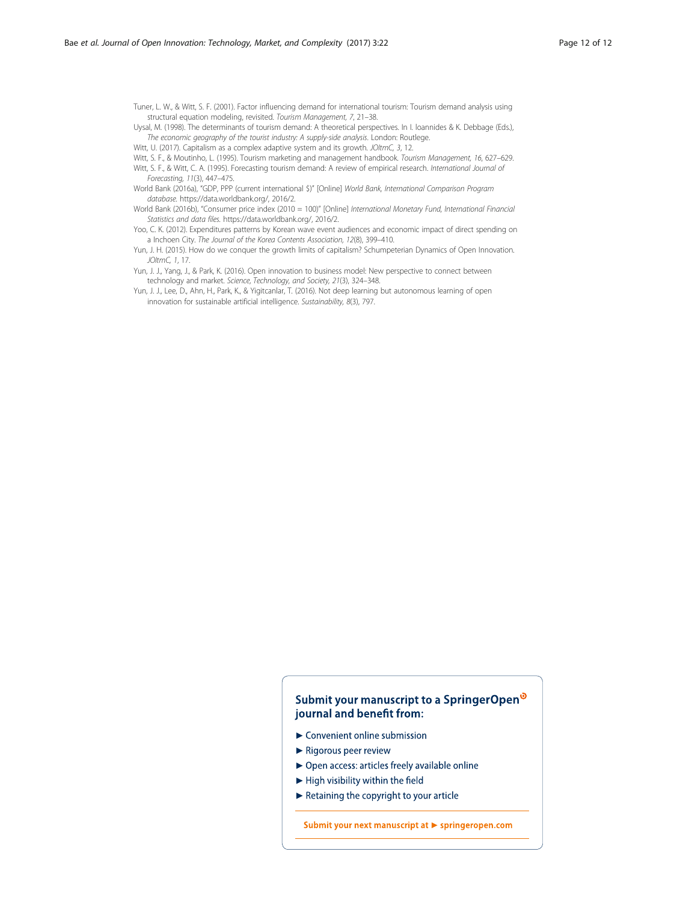Tuner, L. W., & Witt, S. F. (2001). Factor influencing demand for international tourism: Tourism demand analysis using structural equation modeling, revisited. *Tourism Management, 7*, 21–38.

Uysal, M. (1998). The determinants of tourism demand: A theoretical perspectives. In I. Ioannides & K. Debbage (Eds.), *The economic geography of the tourist industry: A supply-side analysis*. London: Routlege.

Witt, U. (2017). Capitalism as a complex adaptive system and its growth. *JOItmC, 3*, 12.

Witt, S. F., & Moutinho, L. (1995). Tourism marketing and management handbook. *Tourism Management, 16*, 627–629.

Witt, S. F., & Witt, C. A. (1995). Forecasting tourism demand: A review of empirical research. *International Journal of Forecasting, 11*(3), 447–475.

World Bank (2016a), "GDP, PPP (current international $)" [Online] *World Bank, International Comparison Program database.* https://data.worldbank.org/, 2016/2.

World Bank (2016b), "Consumer price index (2010 = 100)" [Online] *International Monetary Fund, International Financial Statistics and data files.* https://data.worldbank.org/, 2016/2.

Yoo, C. K. (2012). Expenditures patterns by Korean wave event audiences and economic impact of direct spending on a Inchoen City. *The Journal of the Korea Contents Association, 12*(8), 399–410.

Yun, J. H. (2015). How do we conquer the growth limits of capitalism? Schumpeterian Dynamics of Open Innovation. *JOItmC, 1*, 17.

Yun, J. J., Yang, J., & Park, K. (2016). Open innovation to business model: New perspective to connect between technology and market. *Science, Technology, and Society, 21*(3), 324–348.

Yun, J. J., Lee, D., Ahn, H., Park, K., & Yigitcanlar, T. (2016). Not deep learning but autonomous learning of open innovation for sustainable artificial intelligence. *Sustainability, 8*(3), 797.